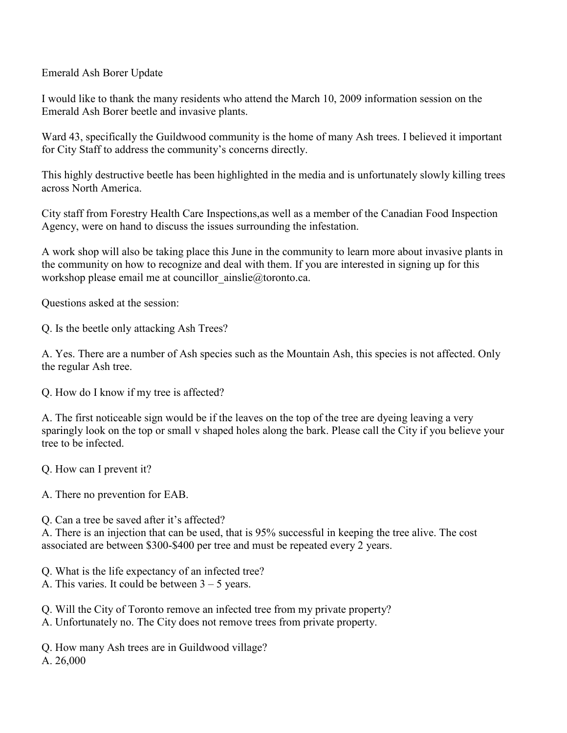# Emerald Ash Borer Update

I would like to thank the many residents who attend the March 10, 2009 information session on the Emerald Ash Borer beetle and invasive plants.

Ward 43, specifically the Guildwood community is the home of many Ash trees. I believed it important for City Staff to address the community's concerns directly.

This highly destructive beetle has been highlighted in the media and is unfortunately slowly killing trees across North America.

City staff from Forestry Health Care Inspections,as well as a member of the Canadian Food Inspection Agency, were on hand to discuss the issues surrounding the infestation.

A work shop will also be taking place this June in the community to learn more about invasive plants in the community on how to recognize and deal with them. If you are interested in signing up for this workshop please email me at councillor_ainslie@toronto.ca.

Questions asked at the session:

Q. Is the beetle only attacking Ash Trees?

A. Yes. There are a number of Ash species such as the Mountain Ash, this species is not affected. Only the regular Ash tree.

Q. How do I know if my tree is affected?

A. The first noticeable sign would be if the leaves on the top of the tree are dyeing leaving a very sparingly look on the top or small v shaped holes along the bark. Please call the City if you believe your tree to be infected.

Q. How can I prevent it?

A. There no prevention for EAB.

Q. Can a tree be saved after it's affected?
A. There is an injection that can be used, that is 95% successful in keeping the tree alive. The cost associated are between $300-$400 per tree and must be repeated every 2 years.

Q. What is the life expectancy of an infected tree?
A. This varies. It could be between 3 – 5 years.

Q. Will the City of Toronto remove an infected tree from my private property?
A. Unfortunately no. The City does not remove trees from private property.

Q. How many Ash trees are in Guildwood village?
A. 26,000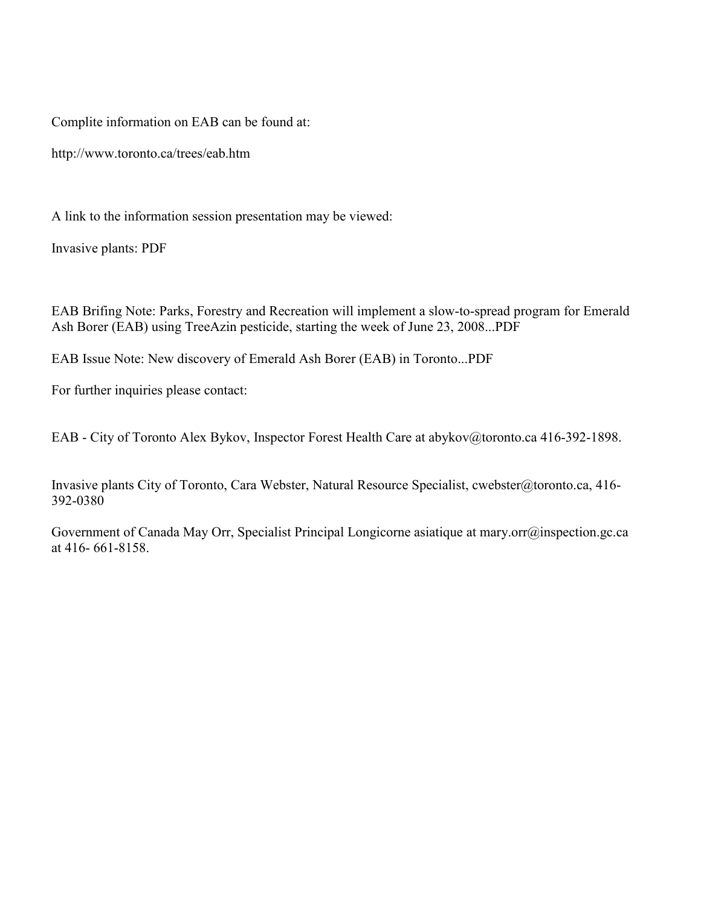Complite information on EAB can be found at:

http://www.toronto.ca/trees/eab.htm

A link to the information session presentation may be viewed:

Invasive plants: PDF

EAB Brifing Note: Parks, Forestry and Recreation will implement a slow-to-spread program for Emerald Ash Borer (EAB) using TreeAzin pesticide, starting the week of June 23, 2008...PDF

EAB Issue Note: New discovery of Emerald Ash Borer (EAB) in Toronto...PDF

For further inquiries please contact:

EAB - City of Toronto Alex Bykov, Inspector Forest Health Care at abykov@toronto.ca 416-392-1898.

Invasive plants City of Toronto, Cara Webster, Natural Resource Specialist, cwebster@toronto.ca, 416-392-0380

Government of Canada May Orr, Specialist Principal Longicorne asiatique at mary.orr@inspection.gc.ca at 416- 661-8158.